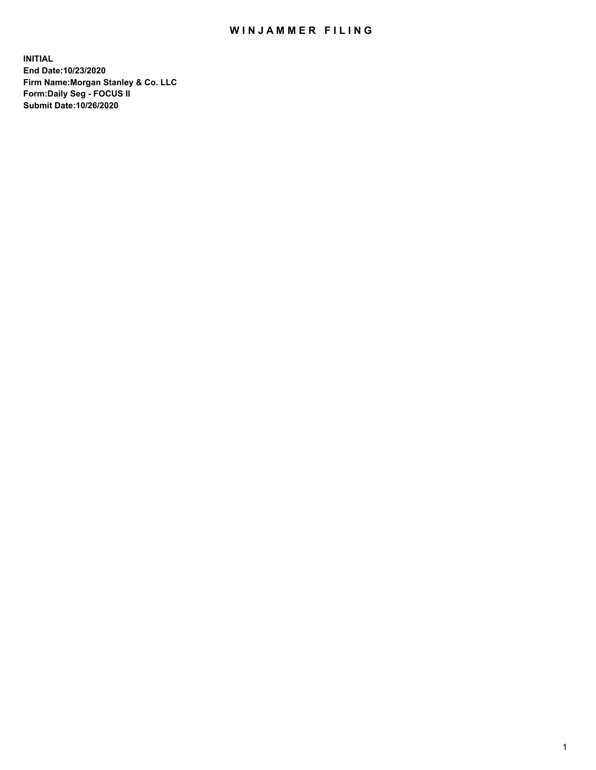# WINJAMMER FILING

**INITIAL**
**End Date:10/23/2020**
**Firm Name:Morgan Stanley & Co. LLC**
**Form:Daily Seg - FOCUS II**
**Submit Date:10/26/2020**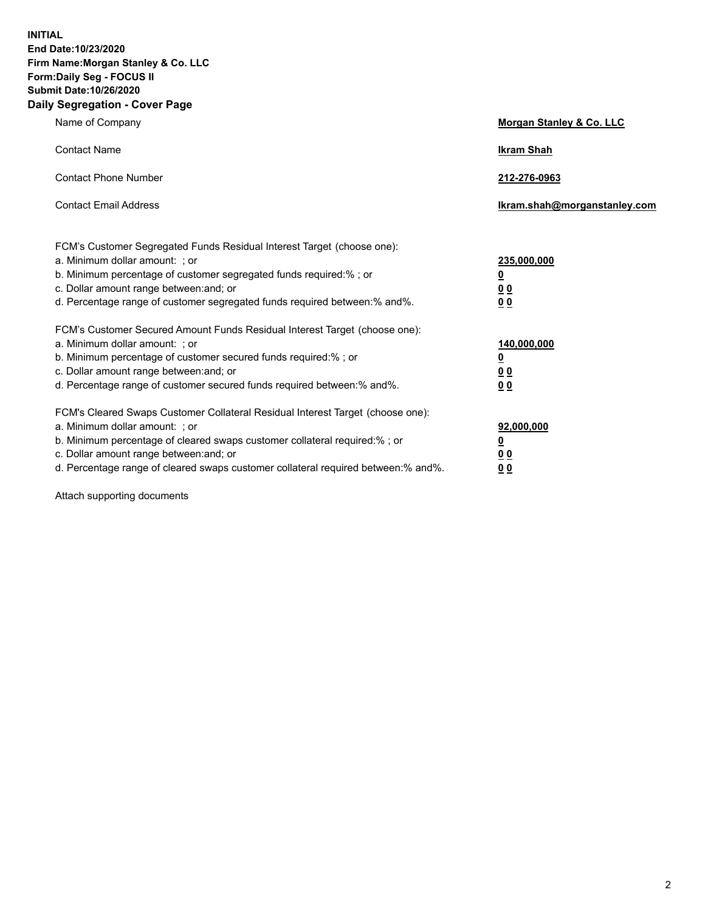**INITIAL**
**End Date:10/23/2020**
**Firm Name:Morgan Stanley & Co. LLC**
**Form:Daily Seg - FOCUS II**
**Submit Date:10/26/2020**

## Daily Segregation - Cover Page

| | |
|---|---|
| Name of Company | **Morgan Stanley & Co. LLC** |
| Contact Name | **Ikram Shah** |
| Contact Phone Number | **212-276-0963** |
| Contact Email Address | **Ikram.shah@morganstanley.com** |

| | |
|---|---|
| FCM's Customer Segregated Funds Residual Interest Target (choose one): | |
| a. Minimum dollar amount: ; or | **235,000,000** |
| b. Minimum percentage of customer segregated funds required:% ; or | **0** |
| c. Dollar amount range between:and; or | **0 0** |
| d. Percentage range of customer segregated funds required between:% and%. | **0 0** |
| FCM's Customer Secured Amount Funds Residual Interest Target (choose one): | |
| a. Minimum dollar amount: ; or | **140,000,000** |
| b. Minimum percentage of customer secured funds required:% ; or | **0** |
| c. Dollar amount range between:and; or | **0 0** |
| d. Percentage range of customer secured funds required between:% and%. | **0 0** |
| FCM's Cleared Swaps Customer Collateral Residual Interest Target (choose one): | |
| a. Minimum dollar amount: ; or | **92,000,000** |
| b. Minimum percentage of cleared swaps customer collateral required:% ; or | **0** |
| c. Dollar amount range between:and; or | **0 0** |
| d. Percentage range of cleared swaps customer collateral required between:% and%. | **0 0** |

Attach supporting documents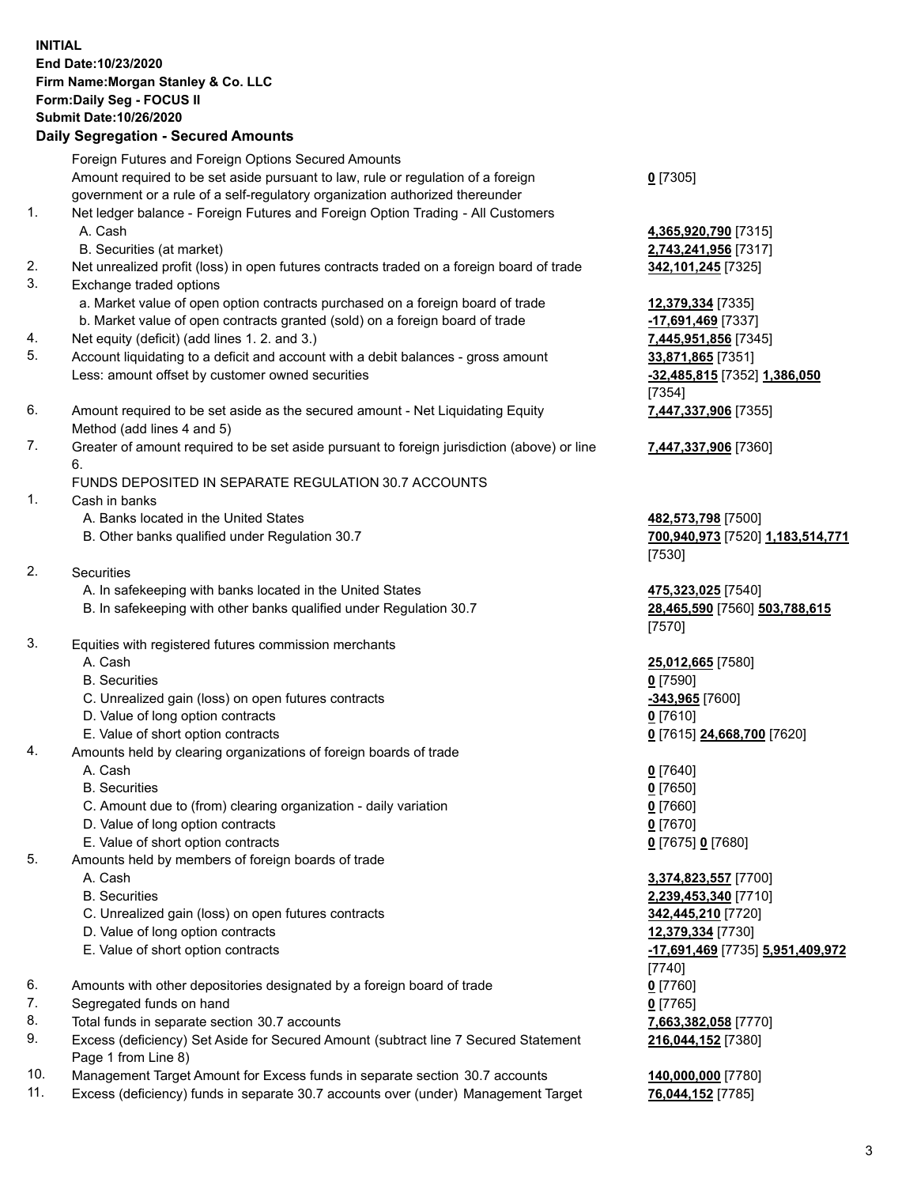**INITIAL**
**End Date:10/23/2020**
**Firm Name:Morgan Stanley & Co. LLC**
**Form:Daily Seg - FOCUS II**
**Submit Date:10/26/2020**

## Daily Segregation - Secured Amounts

| | | |
|---|---|---|
| | Foreign Futures and Foreign Options Secured Amounts | |
| | Amount required to be set aside pursuant to law, rule or regulation of a foreign government or a rule of a self-regulatory organization authorized thereunder | **0** [7305] |
| 1. | Net ledger balance - Foreign Futures and Foreign Option Trading - All Customers | |
| | A. Cash | **4,365,920,790** [7315] |
| | B. Securities (at market) | **2,743,241,956** [7317] |
| 2. | Net unrealized profit (loss) in open futures contracts traded on a foreign board of trade | **342,101,245** [7325] |
| 3. | Exchange traded options | |
| | a. Market value of open option contracts purchased on a foreign board of trade | **12,379,334** [7335] |
| | b. Market value of open contracts granted (sold) on a foreign board of trade | **-17,691,469** [7337] |
| 4. | Net equity (deficit) (add lines 1. 2. and 3.) | **7,445,951,856** [7345] |
| 5. | Account liquidating to a deficit and account with a debit balances - gross amount | **33,871,865** [7351] |
| | Less: amount offset by customer owned securities | **-32,485,815** [7352] **1,386,050** [7354] |
| 6. | Amount required to be set aside as the secured amount - Net Liquidating Equity Method (add lines 4 and 5) | **7,447,337,906** [7355] |
| 7. | Greater of amount required to be set aside pursuant to foreign jurisdiction (above) or line 6. | **7,447,337,906** [7360] |
| | FUNDS DEPOSITED IN SEPARATE REGULATION 30.7 ACCOUNTS | |
| 1. | Cash in banks | |
| | A. Banks located in the United States | **482,573,798** [7500] |
| | B. Other banks qualified under Regulation 30.7 | **700,940,973** [7520] **1,183,514,771** [7530] |
| 2. | Securities | |
| | A. In safekeeping with banks located in the United States | **475,323,025** [7540] |
| | B. In safekeeping with other banks qualified under Regulation 30.7 | **28,465,590** [7560] **503,788,615** [7570] |
| 3. | Equities with registered futures commission merchants | |
| | A. Cash | **25,012,665** [7580] |
| | B. Securities | **0** [7590] |
| | C. Unrealized gain (loss) on open futures contracts | **-343,965** [7600] |
| | D. Value of long option contracts | **0** [7610] |
| | E. Value of short option contracts | **0** [7615] **24,668,700** [7620] |
| 4. | Amounts held by clearing organizations of foreign boards of trade | |
| | A. Cash | **0** [7640] |
| | B. Securities | **0** [7650] |
| | C. Amount due to (from) clearing organization - daily variation | **0** [7660] |
| | D. Value of long option contracts | **0** [7670] |
| | E. Value of short option contracts | **0** [7675] **0** [7680] |
| 5. | Amounts held by members of foreign boards of trade | |
| | A. Cash | **3,374,823,557** [7700] |
| | B. Securities | **2,239,453,340** [7710] |
| | C. Unrealized gain (loss) on open futures contracts | **342,445,210** [7720] |
| | D. Value of long option contracts | **12,379,334** [7730] |
| | E. Value of short option contracts | **-17,691,469** [7735] **5,951,409,972** [7740] |
| 6. | Amounts with other depositories designated by a foreign board of trade | **0** [7760] |
| 7. | Segregated funds on hand | **0** [7765] |
| 8. | Total funds in separate section 30.7 accounts | **7,663,382,058** [7770] |
| 9. | Excess (deficiency) Set Aside for Secured Amount (subtract line 7 Secured Statement Page 1 from Line 8) | **216,044,152** [7380] |
| 10. | Management Target Amount for Excess funds in separate section 30.7 accounts | **140,000,000** [7780] |
| 11. | Excess (deficiency) funds in separate 30.7 accounts over (under) Management Target | **76,044,152** [7785] |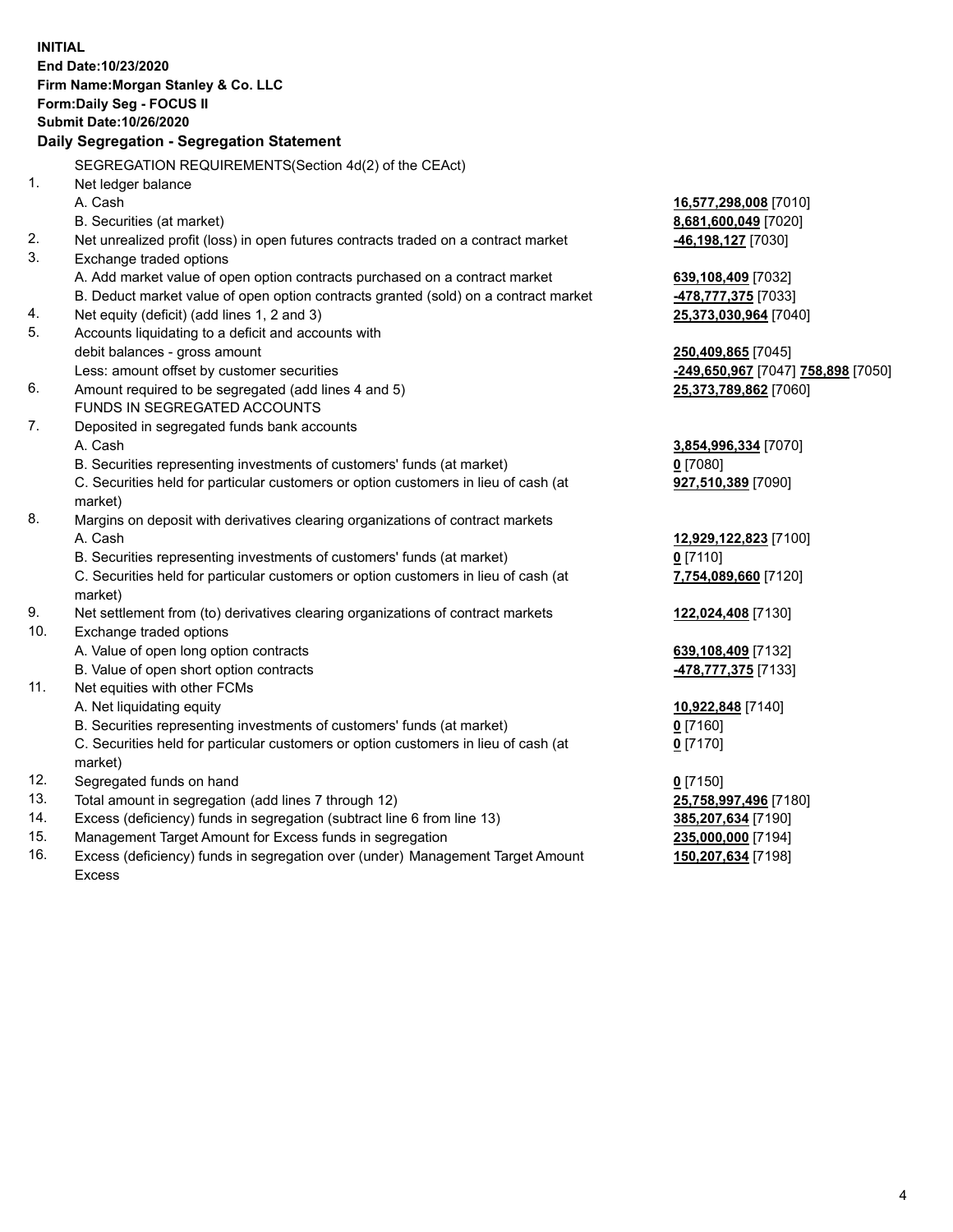**INITIAL**
**End Date:10/23/2020**
**Firm Name:Morgan Stanley & Co. LLC**
**Form:Daily Seg - FOCUS II**
**Submit Date:10/26/2020**

## Daily Segregation - Segregation Statement

SEGREGATION REQUIREMENTS(Section 4d(2) of the CEAct)

| | | | |
|---|---|---|---|
| 1. | Net ledger balance | | |
| | A. Cash | **16,577,298,008** [7010] | |
| | B. Securities (at market) | **8,681,600,049** [7020] | |
| 2. | Net unrealized profit (loss) in open futures contracts traded on a contract market | **-46,198,127** [7030] | |
| 3. | Exchange traded options | | |
| | A. Add market value of open option contracts purchased on a contract market | **639,108,409** [7032] | |
| | B. Deduct market value of open option contracts granted (sold) on a contract market | **-478,777,375** [7033] | |
| 4. | Net equity (deficit) (add lines 1, 2 and 3) | **25,373,030,964** [7040] | |
| 5. | Accounts liquidating to a deficit and accounts with | | |
| | debit balances - gross amount | **250,409,865** [7045] | |
| | Less: amount offset by customer securities | **-249,650,967** [7047] | **758,898** [7050] |
| 6. | Amount required to be segregated (add lines 4 and 5) | **25,373,789,862** [7060] | |
| | FUNDS IN SEGREGATED ACCOUNTS | | |
| 7. | Deposited in segregated funds bank accounts | | |
| | A. Cash | **3,854,996,334** [7070] | |
| | B. Securities representing investments of customers' funds (at market) | **0** [7080] | |
| | C. Securities held for particular customers or option customers in lieu of cash (at market) | **927,510,389** [7090] | |
| 8. | Margins on deposit with derivatives clearing organizations of contract markets | | |
| | A. Cash | **12,929,122,823** [7100] | |
| | B. Securities representing investments of customers' funds (at market) | **0** [7110] | |
| | C. Securities held for particular customers or option customers in lieu of cash (at market) | **7,754,089,660** [7120] | |
| 9. | Net settlement from (to) derivatives clearing organizations of contract markets | **122,024,408** [7130] | |
| 10. | Exchange traded options | | |
| | A. Value of open long option contracts | **639,108,409** [7132] | |
| | B. Value of open short option contracts | **-478,777,375** [7133] | |
| 11. | Net equities with other FCMs | | |
| | A. Net liquidating equity | **10,922,848** [7140] | |
| | B. Securities representing investments of customers' funds (at market) | **0** [7160] | |
| | C. Securities held for particular customers or option customers in lieu of cash (at market) | **0** [7170] | |
| 12. | Segregated funds on hand | **0** [7150] | |
| 13. | Total amount in segregation (add lines 7 through 12) | **25,758,997,496** [7180] | |
| 14. | Excess (deficiency) funds in segregation (subtract line 6 from line 13) | **385,207,634** [7190] | |
| 15. | Management Target Amount for Excess funds in segregation | **235,000,000** [7194] | |
| 16. | Excess (deficiency) funds in segregation over (under) Management Target Amount Excess | **150,207,634** [7198] | |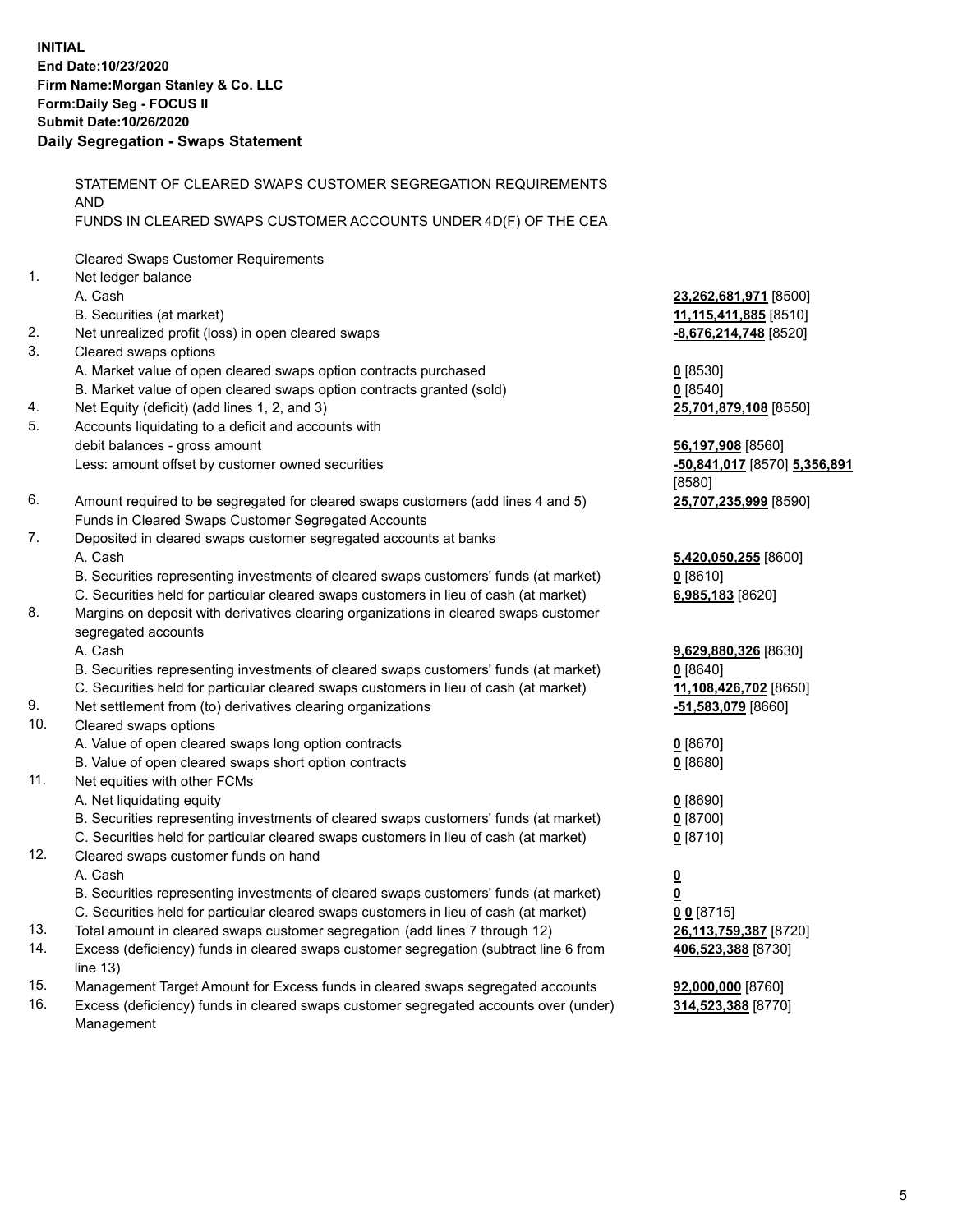**INITIAL**
**End Date:10/23/2020**
**Firm Name:Morgan Stanley & Co. LLC**
**Form:Daily Seg - FOCUS II**
**Submit Date:10/26/2020**
**Daily Segregation - Swaps Statement**

STATEMENT OF CLEARED SWAPS CUSTOMER SEGREGATION REQUIREMENTS AND
FUNDS IN CLEARED SWAPS CUSTOMER ACCOUNTS UNDER 4D(F) OF THE CEA

| | | |
|---|---|---|
| | Cleared Swaps Customer Requirements | |
| 1. | Net ledger balance | |
| | A. Cash | **23,262,681,971** [8500] |
| | B. Securities (at market) | **11,115,411,885** [8510] |
| 2. | Net unrealized profit (loss) in open cleared swaps | **-8,676,214,748** [8520] |
| 3. | Cleared swaps options | |
| | A. Market value of open cleared swaps option contracts purchased | **0** [8530] |
| | B. Market value of open cleared swaps option contracts granted (sold) | **0** [8540] |
| 4. | Net Equity (deficit) (add lines 1, 2, and 3) | **25,701,879,108** [8550] |
| 5. | Accounts liquidating to a deficit and accounts with debit balances - gross amount | **56,197,908** [8560] |
| | Less: amount offset by customer owned securities | **-50,841,017** [8570] **5,356,891** [8580] |
| 6. | Amount required to be segregated for cleared swaps customers (add lines 4 and 5) | **25,707,235,999** [8590] |
| | Funds in Cleared Swaps Customer Segregated Accounts | |
| 7. | Deposited in cleared swaps customer segregated accounts at banks | |
| | A. Cash | **5,420,050,255** [8600] |
| | B. Securities representing investments of cleared swaps customers' funds (at market) | **0** [8610] |
| | C. Securities held for particular cleared swaps customers in lieu of cash (at market) | **6,985,183** [8620] |
| 8. | Margins on deposit with derivatives clearing organizations in cleared swaps customer segregated accounts | |
| | A. Cash | **9,629,880,326** [8630] |
| | B. Securities representing investments of cleared swaps customers' funds (at market) | **0** [8640] |
| | C. Securities held for particular cleared swaps customers in lieu of cash (at market) | **11,108,426,702** [8650] |
| 9. | Net settlement from (to) derivatives clearing organizations | **-51,583,079** [8660] |
| 10. | Cleared swaps options | |
| | A. Value of open cleared swaps long option contracts | **0** [8670] |
| | B. Value of open cleared swaps short option contracts | **0** [8680] |
| 11. | Net equities with other FCMs | |
| | A. Net liquidating equity | **0** [8690] |
| | B. Securities representing investments of cleared swaps customers' funds (at market) | **0** [8700] |
| | C. Securities held for particular cleared swaps customers in lieu of cash (at market) | **0** [8710] |
| 12. | Cleared swaps customer funds on hand | |
| | A. Cash | **0** |
| | B. Securities representing investments of cleared swaps customers' funds (at market) | **0** |
| | C. Securities held for particular cleared swaps customers in lieu of cash (at market) | **0** **0** [8715] |
| 13. | Total amount in cleared swaps customer segregation (add lines 7 through 12) | **26,113,759,387** [8720] |
| 14. | Excess (deficiency) funds in cleared swaps customer segregation (subtract line 6 from line 13) | **406,523,388** [8730] |
| 15. | Management Target Amount for Excess funds in cleared swaps segregated accounts | **92,000,000** [8760] |
| 16. | Excess (deficiency) funds in cleared swaps customer segregated accounts over (under) Management | **314,523,388** [8770] |